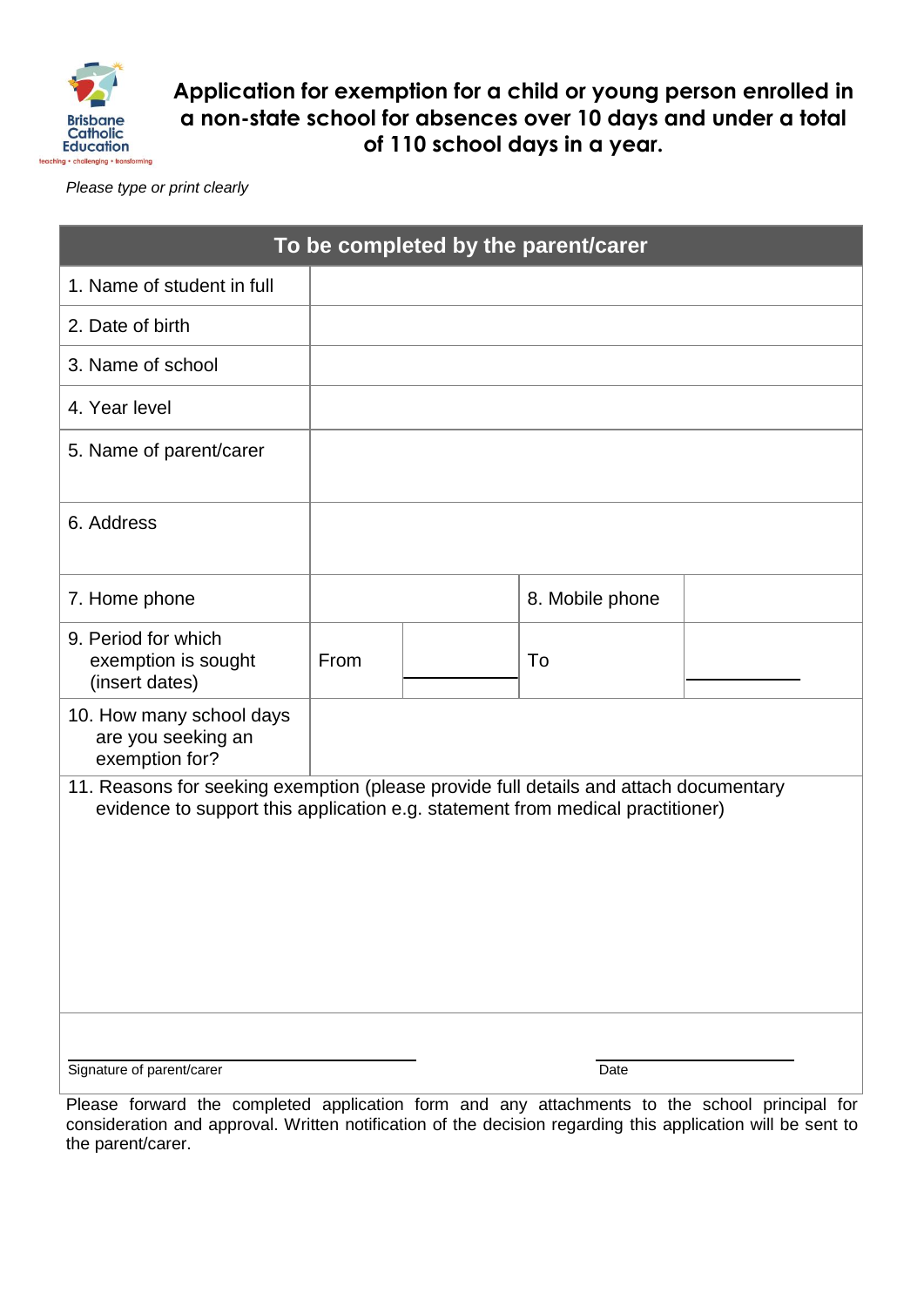Brisbane Catholic Education

teaching • challenging • transforming

# Application for exemption for a child or young person enrolled in a non-state school for absences over 10 days and under a total of 110 school days in a year.

*Please type or print clearly*

| To be completed by the parent/carer | | | | |
|---|---|---|---|---|
| 1. Name of student in full | | | | |
| 2. Date of birth | | | | |
| 3. Name of school | | | | |
| 4. Year level | | | | |
| 5. Name of parent/carer | | | | |
| 6. Address | | | | |
| 7. Home phone | | | 8. Mobile phone | |
| 9. Period for which exemption is sought (insert dates) | From | | To | |
| 10. How many school days are you seeking an exemption for? | | | | |
| 11. Reasons for seeking exemption (please provide full details and attach documentary evidence to support this application e.g. statement from medical practitioner) | | | | |

Signature of parent/carer ____________________  Date ____________________

Please forward the completed application form and any attachments to the school principal for consideration and approval. Written notification of the decision regarding this application will be sent to the parent/carer.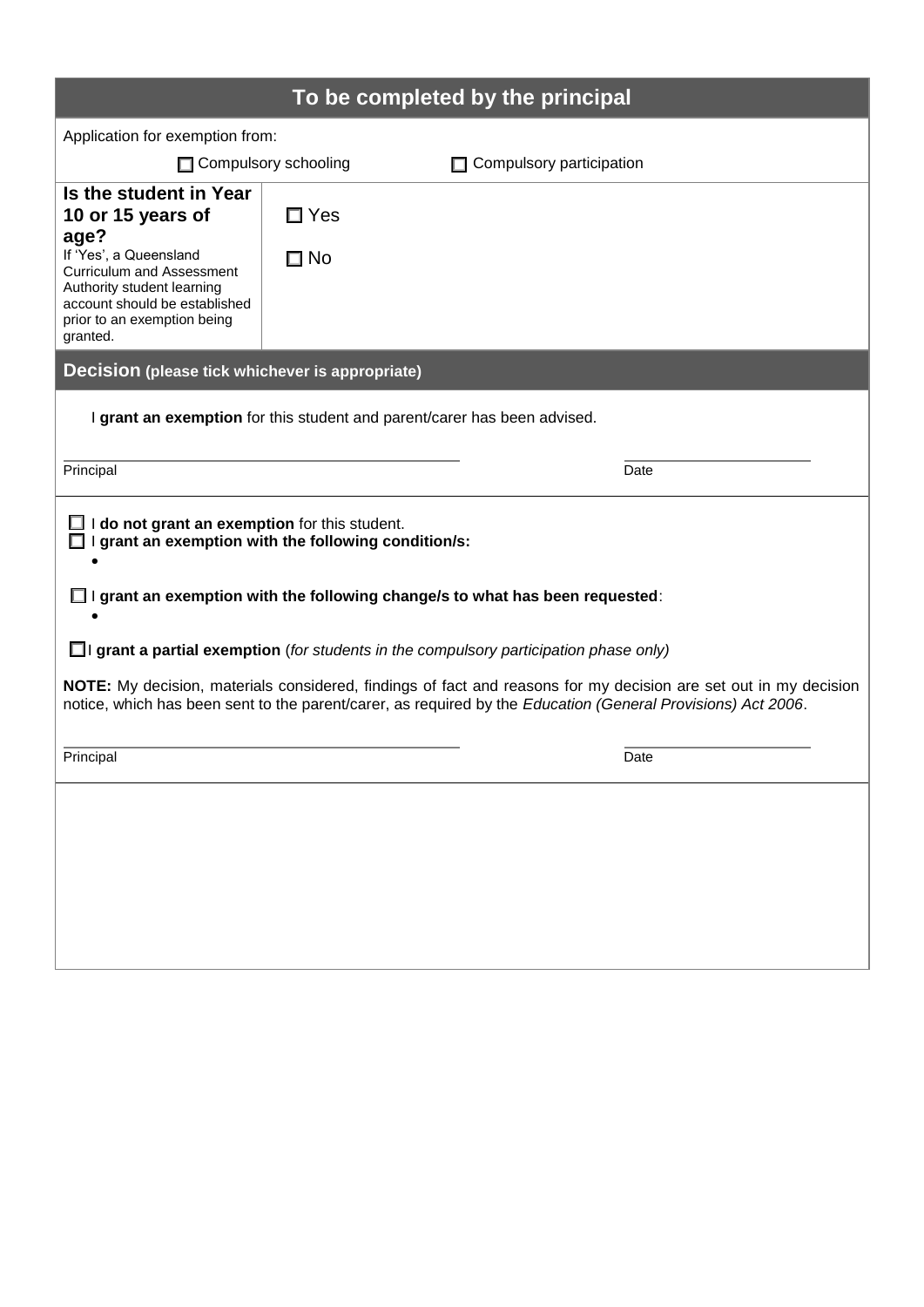## To be completed by the principal

Application for exemption from:

☐ Compulsory schooling ☐ Compulsory participation

| | |
|---|---|
| **Is the student in Year 10 or 15 years of age?**<br>If 'Yes', a Queensland Curriculum and Assessment Authority student learning account should be established prior to an exemption being granted. | ☐ Yes<br><br>☐ No |

### Decision (please tick whichever is appropriate)

I **grant an exemption** for this student and parent/carer has been advised.

Principal ____________________ Date ____________

☐ I **do not grant an exemption** for this student.
☐ I **grant an exemption with the following condition/s:**

-

☐ I **grant an exemption with the following change/s to what has been requested**:

-

☐ I **grant a partial exemption** (*for students in the compulsory participation phase only)*

**NOTE:** My decision, materials considered, findings of fact and reasons for my decision are set out in my decision notice, which has been sent to the parent/carer, as required by the *Education (General Provisions) Act 2006*.

Principal ____________________ Date ____________